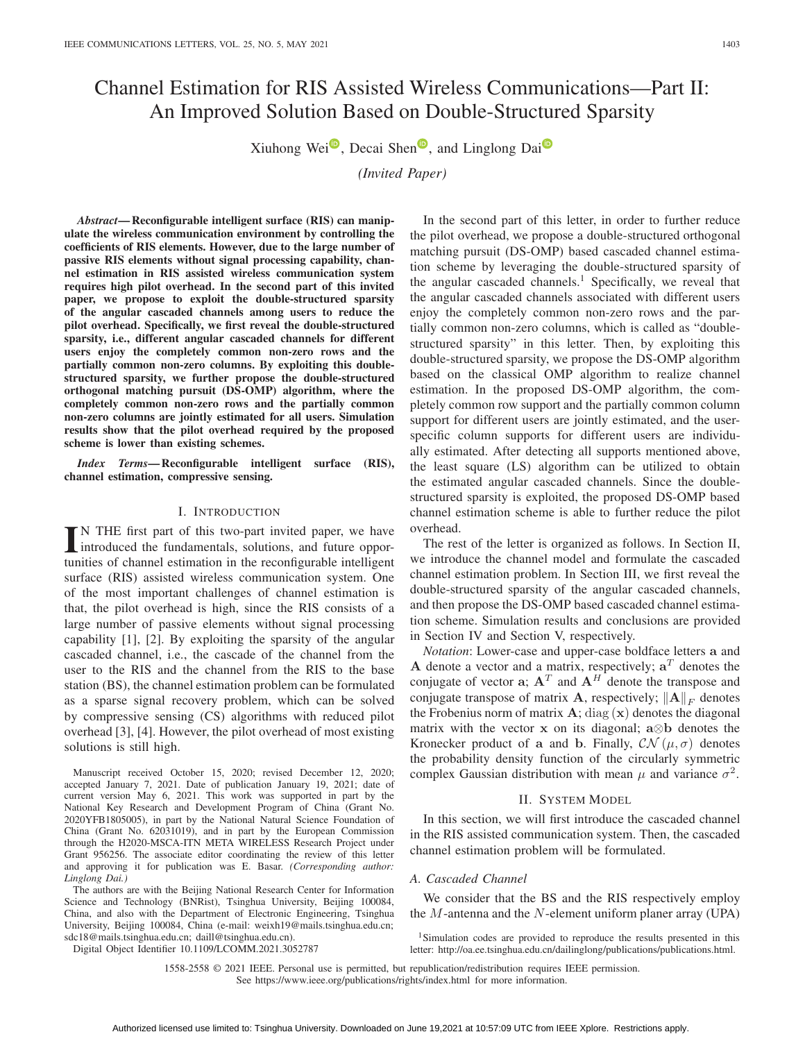# Channel Estimation for RIS Assisted Wireless Communications—Part II: An Improved Solution Based on Double-Structured Sparsity

Xiuhong Wei, Decai Shen, and Linglong Dai

*(Invited Paper)*

***Abstract*— Reconfigurable intelligent surface (RIS) can manipulate the wireless communication environment by controlling the coefficients of RIS elements. However, due to the large number of passive RIS elements without signal processing capability, channel estimation in RIS assisted wireless communication system requires high pilot overhead. In the second part of this invited paper, we propose to exploit the double-structured sparsity of the angular cascaded channels among users to reduce the pilot overhead. Specifically, we first reveal the double-structured sparsity, i.e., different angular cascaded channels for different users enjoy the completely common non-zero rows and the partially common non-zero columns. By exploiting this double-structured sparsity, we further propose the double-structured orthogonal matching pursuit (DS-OMP) algorithm, where the completely common non-zero rows and the partially common non-zero columns are jointly estimated for all users. Simulation results show that the pilot overhead required by the proposed scheme is lower than existing schemes.**

***Index Terms*— Reconfigurable intelligent surface (RIS), channel estimation, compressive sensing.**

## I. Introduction

In the first part of this two-part invited paper, we have introduced the fundamentals, solutions, and future opportunities of channel estimation in the reconfigurable intelligent surface (RIS) assisted wireless communication system. One of the most important challenges of channel estimation is that, the pilot overhead is high, since the RIS consists of a large number of passive elements without signal processing capability [1], [2]. By exploiting the sparsity of the angular cascaded channel, i.e., the cascade of the channel from the user to the RIS and the channel from the RIS to the base station (BS), the channel estimation problem can be formulated as a sparse signal recovery problem, which can be solved by compressive sensing (CS) algorithms with reduced pilot overhead [3], [4]. However, the pilot overhead of most existing solutions is still high.

In the second part of this letter, in order to further reduce the pilot overhead, we propose a double-structured orthogonal matching pursuit (DS-OMP) based cascaded channel estimation scheme by leveraging the double-structured sparsity of the angular cascaded channels.[1] Specifically, we reveal that the angular cascaded channels associated with different users enjoy the completely common non-zero rows and the partially common non-zero columns, which is called as "double-structured sparsity" in this letter. Then, by exploiting this double-structured sparsity, we propose the DS-OMP algorithm based on the classical OMP algorithm to realize channel estimation. In the proposed DS-OMP algorithm, the completely common row support and the partially common column support for different users are jointly estimated, and the user-specific column supports for different users are individually estimated. After detecting all supports mentioned above, the least square (LS) algorithm can be utilized to obtain the estimated angular cascaded channels. Since the double-structured sparsity is exploited, the proposed DS-OMP based channel estimation scheme is able to further reduce the pilot overhead.

The rest of the letter is organized as follows. In Section II, we introduce the channel model and formulate the cascaded channel estimation problem. In Section III, we first reveal the double-structured sparsity of the angular cascaded channels, and then propose the DS-OMP based cascaded channel estimation scheme. Simulation results and conclusions are provided in Section IV and Section V, respectively.

*Notation*: Lower-case and upper-case boldface letters $\mathbf{a}$ and $\mathbf{A}$ denote a vector and a matrix, respectively; $\mathbf{a}^T$ denotes the conjugate of vector $\mathbf{a}$; $\mathbf{A}^T$ and $\mathbf{A}^H$ denote the transpose and conjugate transpose of matrix $\mathbf{A}$, respectively; $\|\mathbf{A}\|_F$ denotes the Frobenius norm of matrix $\mathbf{A}$; $\mathrm{diag}(\mathbf{x})$ denotes the diagonal matrix with the vector $\mathbf{x}$ on its diagonal; $\mathbf{a}\otimes\mathbf{b}$ denotes the Kronecker product of $\mathbf{a}$ and $\mathbf{b}$. Finally, $\mathcal{CN}(\mu, \sigma)$ denotes the probability density function of the circularly symmetric complex Gaussian distribution with mean $\mu$ and variance $\sigma^2$.

## II. System Model

In this section, we will first introduce the cascaded channel in the RIS assisted communication system. Then, the cascaded channel estimation problem will be formulated.

### A. Cascaded Channel

We consider that the BS and the RIS respectively employ the $M$-antenna and the $N$-element uniform planer array (UPA)

---

Manuscript received October 15, 2020; revised December 12, 2020; accepted January 7, 2021. Date of publication January 19, 2021; date of current version May 6, 2021. This work was supported in part by the National Key Research and Development Program of China (Grant No. 2020YFB1805005), in part by the National Natural Science Foundation of China (Grant No. 62031019), and in part by the European Commission through the H2020-MSCA-ITN META WIRELESS Research Project under Grant 956256. The associate editor coordinating the review of this letter and approving it for publication was E. Basar. *(Corresponding author: Linglong Dai.)*

The authors are with the Beijing National Research Center for Information Science and Technology (BNRist), Tsinghua University, Beijing 100084, China, and also with the Department of Electronic Engineering, Tsinghua University, Beijing 100084, China (e-mail: weixh19@mails.tsinghua.edu.cn; sdc18@mails.tsinghua.edu.cn; daill@tsinghua.edu.cn).

Digital Object Identifier 10.1109/LCOMM.2021.3052787

[1] Simulation codes are provided to reproduce the results presented in this letter: http://oa.ee.tsinghua.edu.cn/dailinglong/publications/publications.html.

1558-2558 © 2021 IEEE. Personal use is permitted, but republication/redistribution requires IEEE permission. See https://www.ieee.org/publications/rights/index.html for more information.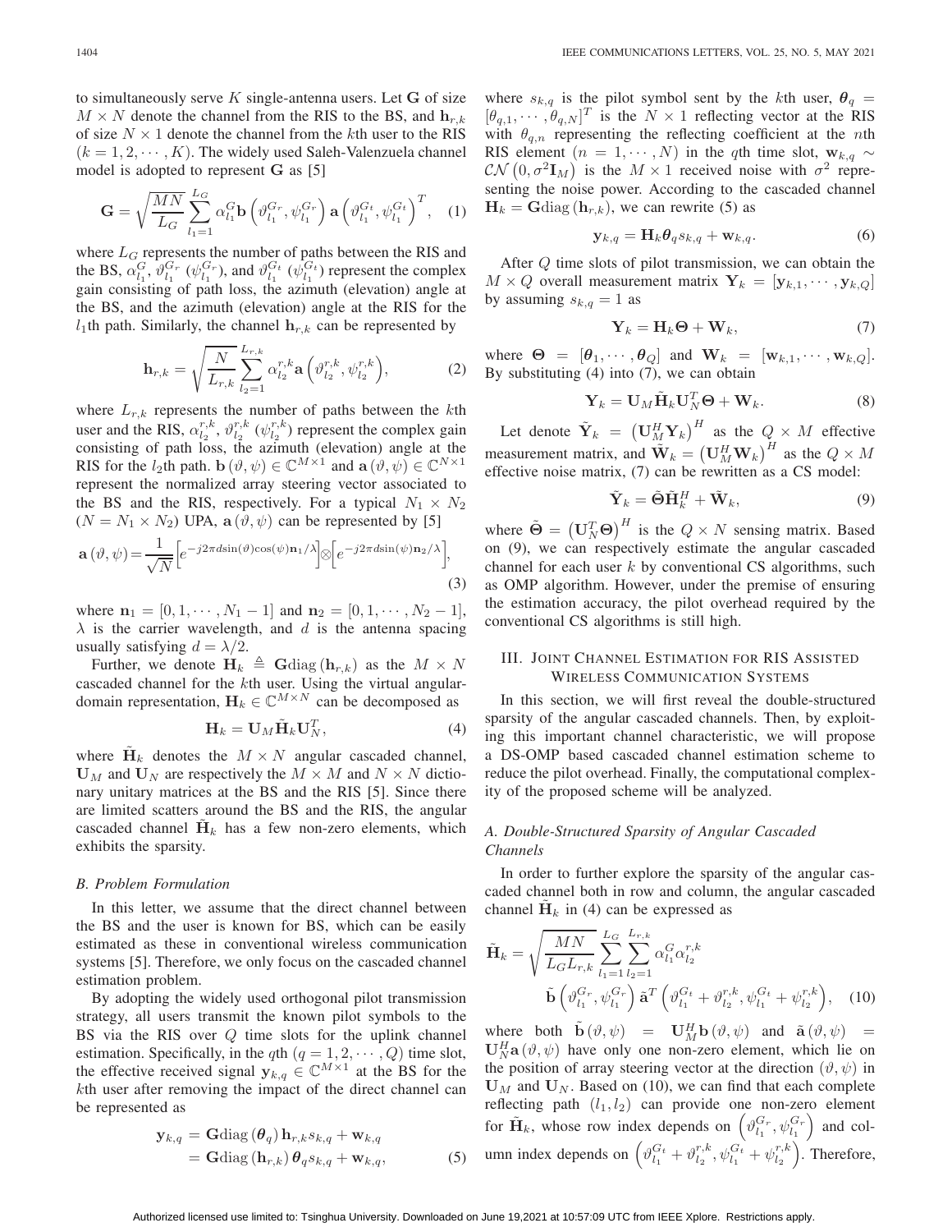to simultaneously serve $K$ single-antenna users. Let $\mathbf{G}$ of size $M \times N$ denote the channel from the RIS to the BS, and $\mathbf{h}_{r,k}$ of size $N \times 1$ denote the channel from the $k$th user to the RIS $(k = 1, 2, \cdots, K)$. The widely used Saleh-Valenzuela channel model is adopted to represent $\mathbf{G}$ as [5]

$$\mathbf{G} = \sqrt{\frac{MN}{L_G}} \sum_{l_1=1}^{L_G} \alpha_{l_1}^G \mathbf{b}\left(\vartheta_{l_1}^{G_r}, \psi_{l_1}^{G_r}\right) \mathbf{a}\left(\vartheta_{l_1}^{G_t}, \psi_{l_1}^{G_t}\right)^T, \quad (1)$$

where $L_G$ represents the number of paths between the RIS and the BS, $\alpha_{l_1}^G$, $\vartheta_{l_1}^{G_r}$ ($\psi_{l_1}^{G_r}$), and $\vartheta_{l_1}^{G_t}$ ($\psi_{l_1}^{G_t}$) represent the complex gain consisting of path loss, the azimuth (elevation) angle at the BS, and the azimuth (elevation) angle at the RIS for the $l_1$th path. Similarly, the channel $\mathbf{h}_{r,k}$ can be represented by

$$\mathbf{h}_{r,k} = \sqrt{\frac{N}{L_{r,k}}} \sum_{l_2=1}^{L_{r,k}} \alpha_{l_2}^{r,k} \mathbf{a}\left(\vartheta_{l_2}^{r,k}, \psi_{l_2}^{r,k}\right), \quad (2)$$

where $L_{r,k}$ represents the number of paths between the $k$th user and the RIS, $\alpha_{l_2}^{r,k}$, $\vartheta_{l_2}^{r,k}$ ($\psi_{l_2}^{r,k}$) represent the complex gain consisting of path loss, the azimuth (elevation) angle at the RIS for the $l_2$th path. $\mathbf{b}(\vartheta, \psi) \in \mathbb{C}^{M\times 1}$ and $\mathbf{a}(\vartheta, \psi) \in \mathbb{C}^{N\times 1}$ represent the normalized array steering vector associated to the BS and the RIS, respectively. For a typical $N_1 \times N_2$ $(N = N_1 \times N_2)$ UPA, $\mathbf{a}(\vartheta, \psi)$ can be represented by [5]

$$\mathbf{a}(\vartheta, \psi) = \frac{1}{\sqrt{N}}\left[e^{-j2\pi d \sin(\vartheta)\cos(\psi)\mathbf{n}_1/\lambda}\right] \otimes \left[e^{-j2\pi d \sin(\psi)\mathbf{n}_2/\lambda}\right], \quad (3)$$

where $\mathbf{n}_1 = [0, 1, \cdots, N_1 - 1]$ and $\mathbf{n}_2 = [0, 1, \cdots, N_2 - 1]$, $\lambda$ is the carrier wavelength, and $d$ is the antenna spacing usually satisfying $d = \lambda/2$.

Further, we denote $\mathbf{H}_k \triangleq \mathbf{G}\mathrm{diag}(\mathbf{h}_{r,k})$ as the $M \times N$ cascaded channel for the $k$th user. Using the virtual angular-domain representation, $\mathbf{H}_k \in \mathbb{C}^{M\times N}$ can be decomposed as

$$\mathbf{H}_k = \mathbf{U}_M \tilde{\mathbf{H}}_k \mathbf{U}_N^T, \quad (4)$$

where $\tilde{\mathbf{H}}_k$ denotes the $M \times N$ angular cascaded channel, $\mathbf{U}_M$ and $\mathbf{U}_N$ are respectively the $M \times M$ and $N \times N$ dictionary unitary matrices at the BS and the RIS [5]. Since there are limited scatters around the BS and the RIS, the angular cascaded channel $\tilde{\mathbf{H}}_k$ has a few non-zero elements, which exhibits the sparsity.

### *B. Problem Formulation*

In this letter, we assume that the direct channel between the BS and the user is known for BS, which can be easily estimated as these in conventional wireless communication systems [5]. Therefore, we only focus on the cascaded channel estimation problem.

By adopting the widely used orthogonal pilot transmission strategy, all users transmit the known pilot symbols to the BS via the RIS over $Q$ time slots for the uplink channel estimation. Specifically, in the $q$th $(q = 1, 2, \cdots, Q)$ time slot, the effective received signal $\mathbf{y}_{k,q} \in \mathbb{C}^{M\times 1}$ at the BS for the $k$th user after removing the impact of the direct channel can be represented as

$$\begin{aligned}\mathbf{y}_{k,q} &= \mathbf{G}\mathrm{diag}(\boldsymbol{\theta}_q)\mathbf{h}_{r,k}s_{k,q} + \mathbf{w}_{k,q} \\ &= \mathbf{G}\mathrm{diag}(\mathbf{h}_{r,k})\boldsymbol{\theta}_q s_{k,q} + \mathbf{w}_{k,q},\end{aligned} \quad (5)$$

where $s_{k,q}$ is the pilot symbol sent by the $k$th user, $\boldsymbol{\theta}_q = [\theta_{q,1}, \cdots, \theta_{q,N}]^T$ is the $N \times 1$ reflecting vector at the RIS with $\theta_{q,n}$ representing the reflecting coefficient at the $n$th RIS element $(n = 1, \cdots, N)$ in the $q$th time slot, $\mathbf{w}_{k,q} \sim \mathcal{CN}(0, \sigma^2\mathbf{I}_M)$ is the $M \times 1$ received noise with $\sigma^2$ representing the noise power. According to the cascaded channel $\mathbf{H}_k = \mathbf{G}\mathrm{diag}(\mathbf{h}_{r,k})$, we can rewrite (5) as

$$\mathbf{y}_{k,q} = \mathbf{H}_k\boldsymbol{\theta}_q s_{k,q} + \mathbf{w}_{k,q}. \quad (6)$$

After $Q$ time slots of pilot transmission, we can obtain the $M \times Q$ overall measurement matrix $\mathbf{Y}_k = [\mathbf{y}_{k,1}, \cdots, \mathbf{y}_{k,Q}]$ by assuming $s_{k,q} = 1$ as

$$\mathbf{Y}_k = \mathbf{H}_k\boldsymbol{\Theta} + \mathbf{W}_k, \quad (7)$$

where $\boldsymbol{\Theta} = [\boldsymbol{\theta}_1, \cdots, \boldsymbol{\theta}_Q]$ and $\mathbf{W}_k = [\mathbf{w}_{k,1}, \cdots, \mathbf{w}_{k,Q}]$. By substituting (4) into (7), we can obtain

$$\mathbf{Y}_k = \mathbf{U}_M\tilde{\mathbf{H}}_k\mathbf{U}_N^T\boldsymbol{\Theta} + \mathbf{W}_k. \quad (8)$$

Let denote $\tilde{\mathbf{Y}}_k = \left(\mathbf{U}_M^H\mathbf{Y}_k\right)^H$ as the $Q \times M$ effective measurement matrix, and $\tilde{\mathbf{W}}_k = \left(\mathbf{U}_M^H\mathbf{W}_k\right)^H$ as the $Q \times M$ effective noise matrix, (7) can be rewritten as a CS model:

$$\tilde{\mathbf{Y}}_k = \tilde{\boldsymbol{\Theta}}\tilde{\mathbf{H}}_k^H + \tilde{\mathbf{W}}_k, \quad (9)$$

where $\tilde{\boldsymbol{\Theta}} = \left(\mathbf{U}_N^T\boldsymbol{\Theta}\right)^H$ is the $Q \times N$ sensing matrix. Based on (9), we can respectively estimate the angular cascaded channel for each user $k$ by conventional CS algorithms, such as OMP algorithm. However, under the premise of ensuring the estimation accuracy, the pilot overhead required by the conventional CS algorithms is still high.

## III. Joint Channel Estimation for RIS Assisted Wireless Communication Systems

In this section, we will first reveal the double-structured sparsity of the angular cascaded channels. Then, by exploiting this important channel characteristic, we will propose a DS-OMP based cascaded channel estimation scheme to reduce the pilot overhead. Finally, the computational complexity of the proposed scheme will be analyzed.

### *A. Double-Structured Sparsity of Angular Cascaded Channels*

In order to further explore the sparsity of the angular cascaded channel both in row and column, the angular cascaded channel $\tilde{\mathbf{H}}_k$ in (4) can be expressed as

$$\begin{aligned}\tilde{\mathbf{H}}_k = \sqrt{\frac{MN}{L_G L_{r,k}}} \sum_{l_1=1}^{L_G}\sum_{l_2=1}^{L_{r,k}} \alpha_{l_1}^G\alpha_{l_2}^{r,k} \\ \tilde{\mathbf{b}}\left(\vartheta_{l_1}^{G_r}, \psi_{l_1}^{G_r}\right)\tilde{\mathbf{a}}^T\left(\vartheta_{l_1}^{G_t} + \vartheta_{l_2}^{r,k}, \psi_{l_1}^{G_t} + \psi_{l_2}^{r,k}\right),\end{aligned} \quad (10)$$

where both $\tilde{\mathbf{b}}(\vartheta, \psi) = \mathbf{U}_M^H\mathbf{b}(\vartheta, \psi)$ and $\tilde{\mathbf{a}}(\vartheta, \psi) = \mathbf{U}_N^H\mathbf{a}(\vartheta, \psi)$ have only one non-zero element, which lie on the position of array steering vector at the direction $(\vartheta, \psi)$ in $\mathbf{U}_M$ and $\mathbf{U}_N$. Based on (10), we can find that each complete reflecting path $(l_1, l_2)$ can provide one non-zero element for $\tilde{\mathbf{H}}_k$, whose row index depends on $\left(\vartheta_{l_1}^{G_r}, \psi_{l_1}^{G_r}\right)$ and column index depends on $\left(\vartheta_{l_1}^{G_t} + \vartheta_{l_2}^{r,k}, \psi_{l_1}^{G_t} + \psi_{l_2}^{r,k}\right)$. Therefore,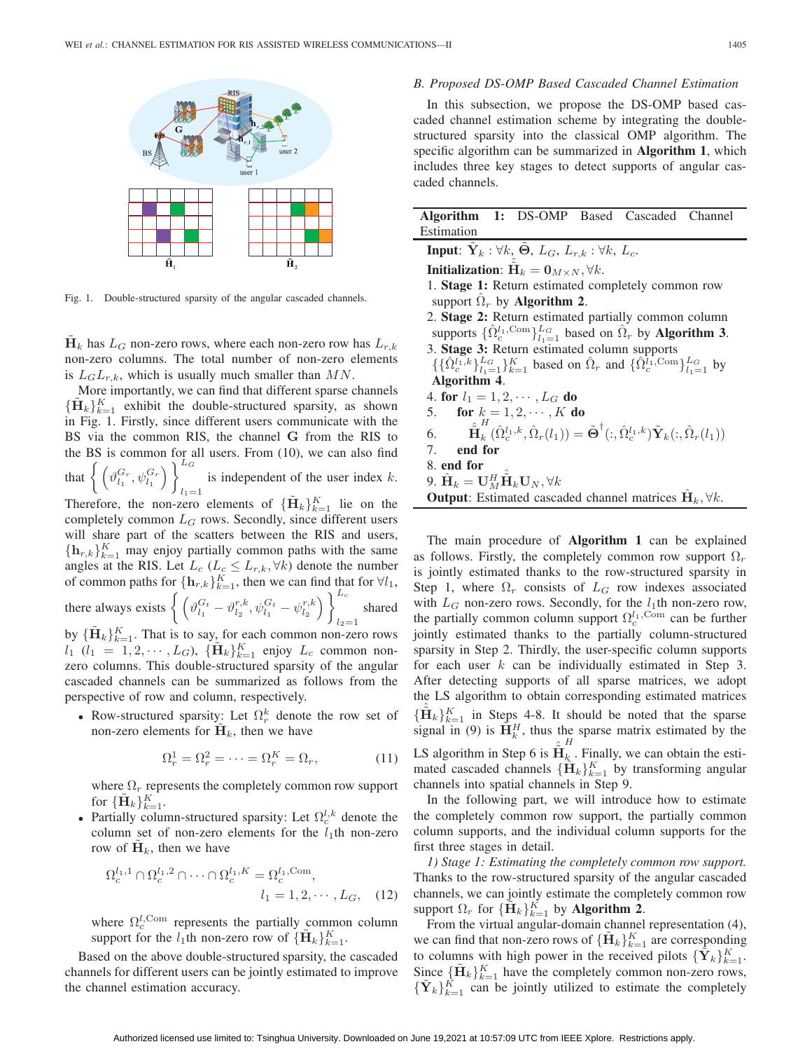Fig. 1. Double-structured sparsity of the angular cascaded channels.

$\tilde{\mathbf{H}}_k$ has $L_G$ non-zero rows, where each non-zero row has $L_{r,k}$ non-zero columns. The total number of non-zero elements is $L_G L_{r,k}$, which is usually much smaller than $MN$.

More importantly, we can find that different sparse channels $\{\tilde{\mathbf{H}}_k\}_{k=1}^K$ exhibit the double-structured sparsity, as shown in Fig. 1. Firstly, since different users communicate with the BS via the common RIS, the channel $\mathbf{G}$ from the RIS to the BS is common for all users. From (10), we can also find that $\left\{\left(\vartheta_{l_1}^{G_r}, \psi_{l_1}^{G_r}\right)\right\}_{l_1=1}^{L_G}$ is independent of the user index $k$. Therefore, the non-zero elements of $\{\tilde{\mathbf{H}}_k\}_{k=1}^K$ lie on the completely common $L_G$ rows. Secondly, since different users will share part of the scatters between the RIS and users, $\{\mathbf{h}_{r,k}\}_{k=1}^K$ may enjoy partially common paths with the same angles at the RIS. Let $L_c$ ($L_c \leq L_{r,k}, \forall k$) denote the number of common paths for $\{\mathbf{h}_{r,k}\}_{k=1}^K$, then we can find that for $\forall l_1$, there always exists $\left\{\left(\vartheta_{l_1}^{G_t} - \vartheta_{l_2}^{r,k}, \psi_{l_1}^{G_t} - \psi_{l_2}^{r,k}\right)\right\}_{l_2=1}^{L_c}$ shared by $\{\tilde{\mathbf{H}}_k\}_{k=1}^K$. That is to say, for each common non-zero rows $l_1$ ($l_1 = 1, 2, \cdots, L_G$), $\{\tilde{\mathbf{H}}_k\}_{k=1}^K$ enjoy $L_c$ common non-zero columns. This double-structured sparsity of the angular cascaded channels can be summarized as follows from the perspective of row and column, respectively.

- Row-structured sparsity: Let $\Omega_r^k$ denote the row set of non-zero elements for $\tilde{\mathbf{H}}_k$, then we have
$$\Omega_r^1 = \Omega_r^2 = \cdots = \Omega_r^K = \Omega_r, \tag{11}$$
where $\Omega_r$ represents the completely common row support for $\{\tilde{\mathbf{H}}_k\}_{k=1}^K$.
- Partially column-structured sparsity: Let $\Omega_c^{l,k}$ denote the column set of non-zero elements for the $l_1$th non-zero row of $\tilde{\mathbf{H}}_k$, then we have
$$\Omega_c^{l_1,1} \cap \Omega_c^{l_1,2} \cap \cdots \cap \Omega_c^{l_1,K} = \Omega_c^{l_1,\mathrm{Com}}, \quad l_1 = 1, 2, \cdots, L_G, \tag{12}$$
where $\Omega_c^{l,\mathrm{Com}}$ represents the partially common column support for the $l_1$th non-zero row of $\{\tilde{\mathbf{H}}_k\}_{k=1}^K$.

Based on the above double-structured sparsity, the cascaded channels for different users can be jointly estimated to improve the channel estimation accuracy.

### *B. Proposed DS-OMP Based Cascaded Channel Estimation*

In this subsection, we propose the DS-OMP based cascaded channel estimation scheme by integrating the double-structured sparsity into the classical OMP algorithm. The specific algorithm can be summarized in **Algorithm 1**, which includes three key stages to detect supports of angular cascaded channels.

**Algorithm 1:** DS-OMP Based Cascaded Channel Estimation

**Input**: $\tilde{\mathbf{Y}}_k : \forall k$, $\tilde{\boldsymbol{\Theta}}$, $L_G$, $L_{r,k} : \forall k$, $L_c$.

**Initialization**: $\hat{\tilde{\mathbf{H}}}_k = \mathbf{0}_{M \times N}, \forall k$.

1. **Stage 1:** Return estimated completely common row support $\hat{\Omega}_r$ by **Algorithm 2**.
2. **Stage 2:** Return estimated partially common column supports $\{\hat{\Omega}_c^{l_1,\mathrm{Com}}\}_{l_1=1}^{L_G}$ based on $\hat{\Omega}_r$ by **Algorithm 3**.
3. **Stage 3:** Return estimated column supports $\{\{\hat{\Omega}_c^{l_1,k}\}_{l_1=1}^{L_G}\}_{k=1}^K$ based on $\hat{\Omega}_r$ and $\{\hat{\Omega}_c^{l_1,\mathrm{Com}}\}_{l_1=1}^{L_G}$ by **Algorithm 4**.
4. **for** $l_1 = 1, 2, \cdots, L_G$ **do**
5. &nbsp;&nbsp;&nbsp;&nbsp;**for** $k = 1, 2, \cdots, K$ **do**
6. &nbsp;&nbsp;&nbsp;&nbsp;&nbsp;&nbsp;&nbsp;&nbsp;$\hat{\tilde{\mathbf{H}}}_k^H(\hat{\Omega}_c^{l_1,k}, \hat{\Omega}_r(l_1)) = \tilde{\boldsymbol{\Theta}}^\dagger(:, \hat{\Omega}_c^{l_1,k})\tilde{\mathbf{Y}}_k(:, \hat{\Omega}_r(l_1))$
7. &nbsp;&nbsp;&nbsp;&nbsp;**end for**
8. **end for**
9. $\hat{\mathbf{H}}_k = \mathbf{U}_M^H \hat{\tilde{\mathbf{H}}}_k \mathbf{U}_N, \forall k$

**Output**: Estimated cascaded channel matrices $\hat{\mathbf{H}}_k, \forall k$.

The main procedure of **Algorithm 1** can be explained as follows. Firstly, the completely common row support $\Omega_r$ is jointly estimated thanks to the row-structured sparsity in Step 1, where $\Omega_r$ consists of $L_G$ row indexes associated with $L_G$ non-zero rows. Secondly, for the $l_1$th non-zero row, the partially common column support $\Omega_c^{l_1,\mathrm{Com}}$ can be further jointly estimated thanks to the partially column-structured sparsity in Step 2. Thirdly, the user-specific column supports for each user $k$ can be individually estimated in Step 3. After detecting supports of all sparse matrices, we adopt the LS algorithm to obtain corresponding estimated matrices $\{\hat{\tilde{\mathbf{H}}}_k\}_{k=1}^K$ in Steps 4-8. It should be noted that the sparse signal in (9) is $\tilde{\mathbf{H}}_k^H$, thus the sparse matrix estimated by the LS algorithm in Step 6 is $\hat{\tilde{\mathbf{H}}}_k^H$. Finally, we can obtain the estimated cascaded channels $\{\hat{\mathbf{H}}_k\}_{k=1}^K$ by transforming angular cascaded channels into spatial channels in Step 9.

In the following part, we will introduce how to estimate the completely common row support, the partially common column supports, and the individual column supports for the first three stages in detail.

*1) Stage 1: Estimating the completely common row support.* Thanks to the row-structured sparsity of the angular cascaded channels, we can jointly estimate the completely common row support $\Omega_r$ for $\{\tilde{\mathbf{H}}_k\}_{k=1}^K$ by **Algorithm 2**.

From the virtual angular-domain channel representation (4), we can find that non-zero rows of $\{\tilde{\mathbf{H}}_k\}_{k=1}^K$ are corresponding to columns with high power in the received pilots $\{\tilde{\mathbf{Y}}_k\}_{k=1}^K$. Since $\{\tilde{\mathbf{H}}_k\}_{k=1}^K$ have the completely common non-zero rows, $\{\tilde{\mathbf{Y}}_k\}_{k=1}^K$ can be jointly utilized to estimate the completely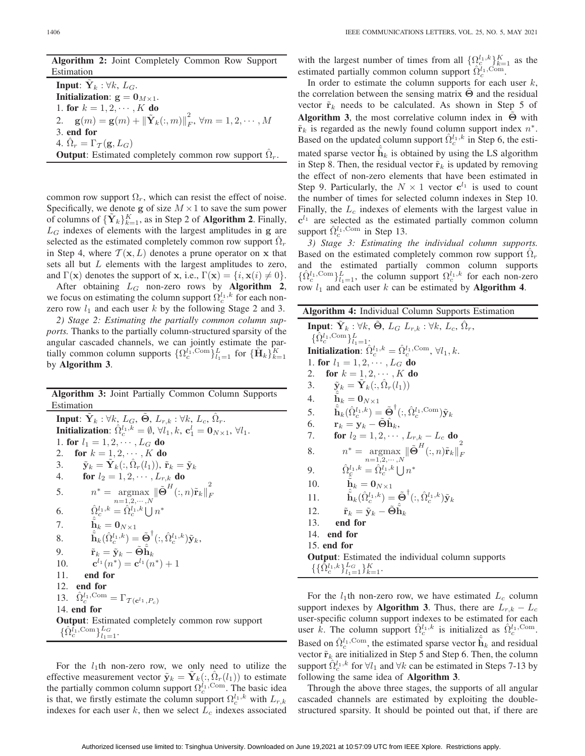**Algorithm 2:** Joint Completely Common Row Support Estimation

**Input**: $\tilde{\mathbf{Y}}_k : \forall k$, $L_G$.
**Initialization**: $\mathbf{g} = \mathbf{0}_{M\times 1}$.
1. **for** $k = 1, 2, \cdots, K$ **do**
2. $\quad \mathbf{g}(m) = \mathbf{g}(m) + \|\tilde{\mathbf{Y}}_k(:, m)\|_F^2, \forall m = 1, 2, \cdots, M$
3. **end for**
4. $\hat{\Omega}_r = \Gamma_{\mathcal{T}}(\mathbf{g}, L_G)$
**Output**: Estimated completely common row support $\hat{\Omega}_r$.

common row support $\Omega_r$, which can resist the effect of noise. Specifically, we denote $\mathbf{g}$ of size $M \times 1$ to save the sum power of columns of $\{\tilde{\mathbf{Y}}_k\}_{k=1}^K$, as in Step 2 of **Algorithm 2**. Finally, $L_G$ indexes of elements with the largest amplitudes in $\mathbf{g}$ are selected as the estimated completely common row support $\hat{\Omega}_r$ in Step 4, where $\mathcal{T}(\mathbf{x}, L)$ denotes a prune operator on $\mathbf{x}$ that sets all but $L$ elements with the largest amplitudes to zero, and $\Gamma(\mathbf{x})$ denotes the support of $\mathbf{x}$, i.e., $\Gamma(\mathbf{x}) = \{i, \mathbf{x}(i) \neq 0\}$.

After obtaining $L_G$ non-zero rows by **Algorithm 2**, we focus on estimating the column support $\Omega_c^{l_1,k}$ for each non-zero row $l_1$ and each user $k$ by the following Stage 2 and 3.

*2) Stage 2: Estimating the partially common column supports.* Thanks to the partially column-structured sparsity of the angular cascaded channels, we can jointly estimate the partially common column supports $\{\Omega_c^{l_1,\text{Com}}\}_{l_1=1}^L$ for $\{\tilde{\mathbf{H}}_k\}_{k=1}^K$ by **Algorithm 3**.

**Algorithm 3:** Joint Partially Common Column Supports Estimation

**Input**: $\tilde{\mathbf{Y}}_k : \forall k$, $L_G$, $\tilde{\mathbf{\Theta}}$, $L_{r,k} : \forall k$, $L_c$, $\hat{\Omega}_r$.
**Initialization**: $\hat{\Omega}_c^{l_1,k} = \emptyset, \forall l_1, k$, $\mathbf{c}_1^l = \mathbf{0}_{N\times 1}, \forall l_1$.
1. **for** $l_1 = 1, 2, \cdots, L_G$ **do**
2. $\quad$ **for** $k = 1, 2, \cdots, K$ **do**
3. $\quad\quad \tilde{\mathbf{y}}_k = \tilde{\mathbf{Y}}_k(:, \hat{\Omega}_r(l_1))$, $\tilde{\mathbf{r}}_k = \tilde{\mathbf{y}}_k$
4. $\quad\quad$ **for** $l_2 = 1, 2, \cdots, L_{r,k}$ **do**
5. $\quad\quad\quad n^* = \underset{n=1,2,\cdots,N}{\operatorname{argmax}} \|\tilde{\mathbf{\Theta}}^H(:, n)\tilde{\mathbf{r}}_k\|_F^2$
6. $\quad\quad\quad \hat{\Omega}_c^{l_1,k} = \hat{\Omega}_c^{l_1,k} \bigcup n^*$
7. $\quad\quad\quad \hat{\tilde{\mathbf{h}}}_k = \mathbf{0}_{N\times 1}$
8. $\quad\quad\quad \hat{\tilde{\mathbf{h}}}_k(\hat{\Omega}_c^{l_1,k}) = \tilde{\mathbf{\Theta}}^\dagger(:, \hat{\Omega}_c^{l_1,k})\tilde{\mathbf{y}}_k$,
9. $\quad\quad\quad \tilde{\mathbf{r}}_k = \tilde{\mathbf{y}}_k - \tilde{\mathbf{\Theta}}\hat{\tilde{\mathbf{h}}}_k$
10. $\quad\quad\quad \mathbf{c}^{l_1}(n^*) = \mathbf{c}^{l_1}(n^*) + 1$
11. $\quad\quad$ **end for**
12. $\quad$ **end for**
13. $\quad \hat{\Omega}_c^{l_1,\text{Com}} = \Gamma_{\mathcal{T}(\mathbf{c}^{l_1}, P_c)}$
14. **end for**
**Output**: Estimated completely common row support $\{\hat{\Omega}_c^{l_1,\text{Com}}\}_{l_1=1}^{L_G}$.

For the $l_1$th non-zero row, we only need to utilize the effective measurement vector $\tilde{\mathbf{y}}_k = \tilde{\mathbf{Y}}_k(:, \hat{\Omega}_r(l_1))$ to estimate the partially common column support $\Omega_c^{l_1,\text{Com}}$. The basic idea is that, we firstly estimate the column support $\Omega_c^{l_1,k}$ with $L_{r,k}$ indexes for each user $k$, then we select $L_c$ indexes associated with the largest number of times from all $\{\Omega_c^{l_1,k}\}_{k=1}^K$ as the estimated partially common column support $\hat{\Omega}_c^{l_1,\text{Com}}$.

In order to estimate the column supports for each user $k$, the correlation between the sensing matrix $\tilde{\mathbf{\Theta}}$ and the residual vector $\tilde{\mathbf{r}}_k$ needs to be calculated. As shown in Step 5 of **Algorithm 3**, the most correlative column index in $\tilde{\mathbf{\Theta}}$ with $\tilde{\mathbf{r}}_k$ is regarded as the newly found column support index $n^*$. Based on the updated column support $\hat{\Omega}_c^{l_1,k}$ in Step 6, the estimated sparse vector $\hat{\tilde{\mathbf{h}}}_k$ is obtained by using the LS algorithm in Step 8. Then, the residual vector $\tilde{\mathbf{r}}_k$ is updated by removing the effect of non-zero elements that have been estimated in Step 9. Particularly, the $N \times 1$ vector $\mathbf{c}^{l_1}$ is used to count the number of times for selected column indexes in Step 10. Finally, the $L_c$ indexes of elements with the largest value in $\mathbf{c}^{l_1}$ are selected as the estimated partially common column support $\hat{\Omega}_c^{l_1,\text{Com}}$ in Step 13.

*3) Stage 3: Estimating the individual column supports.* Based on the estimated completely common row support $\hat{\Omega}_r$ and the estimated partially common column supports $\{\hat{\Omega}_c^{l_1,\text{Com}}\}_{l_1=1}^L$, the column support $\Omega_c^{l_1,k}$ for each non-zero row $l_1$ and each user $k$ can be estimated by **Algorithm 4**.

**Algorithm 4:** Individual Column Supports Estimation

**Input**: $\tilde{\mathbf{Y}}_k : \forall k$, $\tilde{\mathbf{\Theta}}$, $L_G$ $L_{r,k} : \forall k$, $L_c$, $\hat{\Omega}_r$, $\{\hat{\Omega}_c^{l_1,\text{Com}}\}_{l_1=1}^L$.
**Initialization**: $\hat{\Omega}_c^{l_1,k} = \hat{\Omega}_c^{l_1,\text{Com}}, \forall l_1, k$.
1. **for** $l_1 = 1, 2, \cdots, L_G$ **do**
2. $\quad$ **for** $k = 1, 2, \cdots, K$ **do**
3. $\quad\quad \tilde{\mathbf{y}}_k = \tilde{\mathbf{Y}}_k(:, \hat{\Omega}_r(l_1))$
4. $\quad\quad \hat{\tilde{\mathbf{h}}}_k = \mathbf{0}_{N\times 1}$
5. $\quad\quad \hat{\tilde{\mathbf{h}}}_k(\hat{\Omega}_c^{l_1,k}) = \tilde{\mathbf{\Theta}}^\dagger(:, \hat{\Omega}_c^{l_1,\text{Com}})\tilde{\mathbf{y}}_k$
6. $\quad\quad \mathbf{r}_k = \mathbf{y}_k - \tilde{\mathbf{\Theta}}\hat{\mathbf{h}}_k$,
7. $\quad\quad$ **for** $l_2 = 1, 2, \cdots, L_{r,k} - L_c$ **do**
8. $\quad\quad\quad n^* = \underset{n=1,2,\cdots,N}{\operatorname{argmax}} \|\tilde{\mathbf{\Theta}}^H(:, n)\tilde{\mathbf{r}}_k\|_F^2$
9. $\quad\quad\quad \hat{\Omega}_c^{l_1,k} = \hat{\Omega}_c^{l_1,k} \bigcup n^*$
10. $\quad\quad\quad \hat{\tilde{\mathbf{h}}}_k = \mathbf{0}_{N\times 1}$
11. $\quad\quad\quad \hat{\tilde{\mathbf{h}}}_k(\hat{\Omega}_c^{l_1,k}) = \tilde{\mathbf{\Theta}}^\dagger(:, \hat{\Omega}_c^{l_1,k})\tilde{\mathbf{y}}_k$
12. $\quad\quad\quad \tilde{\mathbf{r}}_k = \tilde{\mathbf{y}}_k - \tilde{\mathbf{\Theta}}\hat{\tilde{\mathbf{h}}}_k$
13. $\quad\quad$ **end for**
14. $\quad$ **end for**
15. **end for**
**Output**: Estimated the individual column supports $\{\{\hat{\Omega}_c^{l_1,k}\}_{l_1=1}^{L_G}\}_{k=1}^K$.

For the $l_1$th non-zero row, we have estimated $L_c$ column support indexes by **Algorithm 3**. Thus, there are $L_{r,k} - L_c$ user-specific column support indexes to be estimated for each user $k$. The column support $\hat{\Omega}_c^{l_1,k}$ is initialized as $\hat{\Omega}_c^{l_1,\text{Com}}$. Based on $\hat{\Omega}_c^{l_1,\text{Com}}$, the estimated sparse vector $\hat{\tilde{\mathbf{h}}}_k$ and residual vector $\tilde{\mathbf{r}}_k$ are initialized in Step 5 and Step 6. Then, the column support $\hat{\Omega}_c^{l_1,k}$ for $\forall l_1$ and $\forall k$ can be estimated in Steps 7-13 by following the same idea of **Algorithm 3**.

Through the above three stages, the supports of all angular cascaded channels are estimated by exploiting the double-structured sparsity. It should be pointed out that, if there are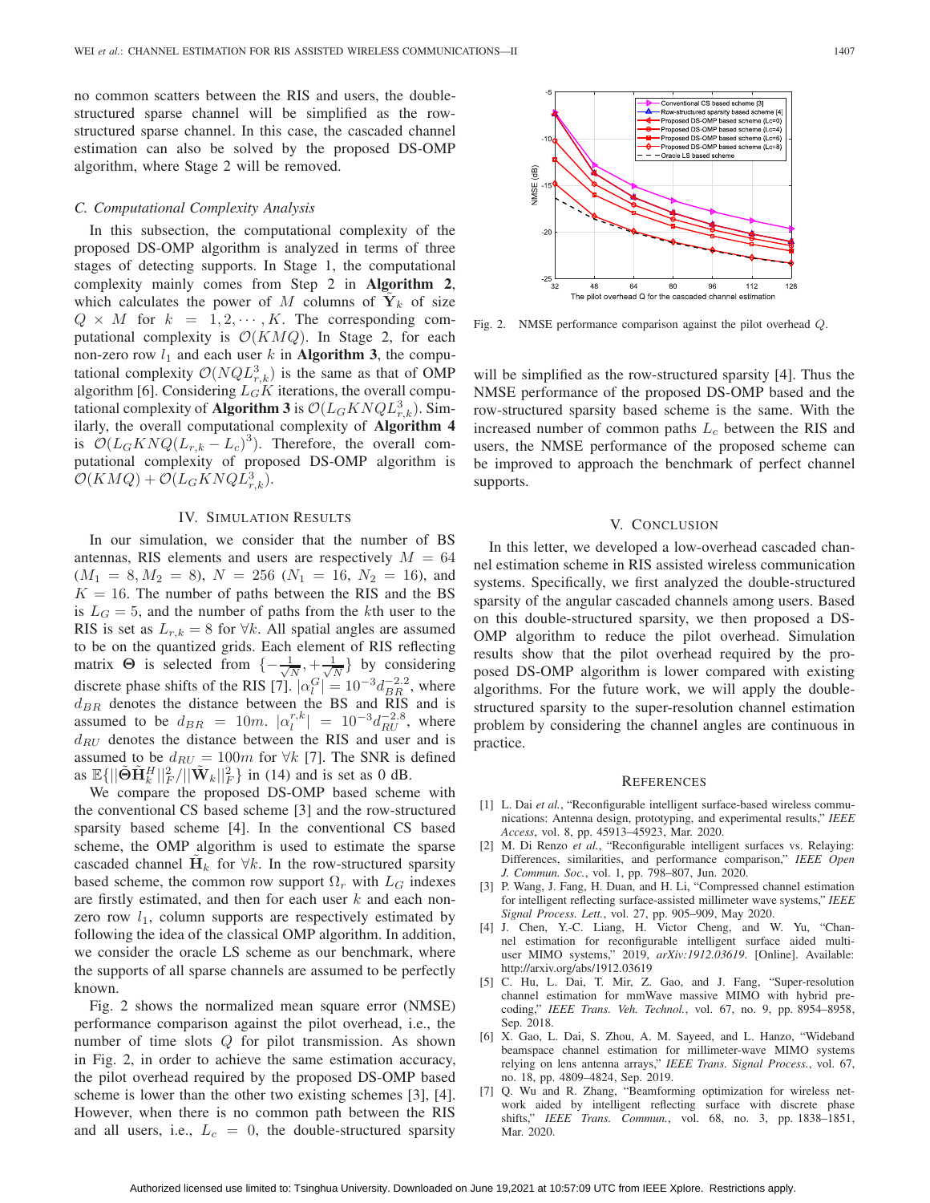no common scatters between the RIS and users, the double-structured sparse channel will be simplified as the row-structured sparse channel. In this case, the cascaded channel estimation can also be solved by the proposed DS-OMP algorithm, where Stage 2 will be removed.

### C. Computational Complexity Analysis

In this subsection, the computational complexity of the proposed DS-OMP algorithm is analyzed in terms of three stages of detecting supports. In Stage 1, the computational complexity mainly comes from Step 2 in **Algorithm 2**, which calculates the power of $M$ columns of $\tilde{\mathbf{Y}}_k$ of size $Q \times M$ for $k = 1, 2, \cdots, K$. The corresponding computational complexity is $\mathcal{O}(KMQ)$. In Stage 2, for each non-zero row $l_1$ and each user $k$ in **Algorithm 3**, the computational complexity $\mathcal{O}(NQL_{r,k}^3)$ is the same as that of OMP algorithm [6]. Considering $L_G K$ iterations, the overall computational complexity of **Algorithm 3** is $\mathcal{O}(L_G KNQL_{r,k}^3)$. Similarly, the overall computational complexity of **Algorithm 4** is $\mathcal{O}(L_G KNQ(L_{r,k} - L_c)^3)$. Therefore, the overall computational complexity of proposed DS-OMP algorithm is $\mathcal{O}(KMQ) + \mathcal{O}(L_G KNQL_{r,k}^3)$.

## IV. Simulation Results

In our simulation, we consider that the number of BS antennas, RIS elements and users are respectively $M = 64$ ($M_1 = 8, M_2 = 8$), $N = 256$ ($N_1 = 16$, $N_2 = 16$), and $K = 16$. The number of paths between the RIS and the BS is $L_G = 5$, and the number of paths from the $k$th user to the RIS is set as $L_{r,k} = 8$ for $\forall k$. All spatial angles are assumed to be on the quantized grids. Each element of RIS reflecting matrix $\mathbf{\Theta}$ is selected from $\{-\frac{1}{\sqrt{N}}, +\frac{1}{\sqrt{N}}\}$ by considering discrete phase shifts of the RIS [7]. $|\alpha_l^G| = 10^{-3} d_{BR}^{-2.2}$, where $d_{BR}$ denotes the distance between the BS and RIS and is assumed to be $d_{BR} = 10m$. $|\alpha_l^{r,k}| = 10^{-3} d_{RU}^{-2.8}$, where $d_{RU}$ denotes the distance between the RIS and user and is assumed to be $d_{RU} = 100m$ for $\forall k$ [7]. The SNR is defined as $\mathbb{E}\{||\tilde{\mathbf{\Theta}}\tilde{\mathbf{H}}_k^H||_F^2 / ||\tilde{\mathbf{W}}_k||_F^2\}$ in (14) and is set as 0 dB.

We compare the proposed DS-OMP based scheme with the conventional CS scheme [3] and the row-structured sparsity based scheme [4]. In the conventional CS based scheme, the OMP algorithm is used to estimate the sparse cascaded channel $\tilde{\mathbf{H}}_k$ for $\forall k$. In the row-structured sparsity based scheme, the common row support $\Omega_r$ with $L_G$ indexes are firstly estimated, and then for each user $k$ and each non-zero row $l_1$, column supports are respectively estimated by following the idea of the classical OMP algorithm. In addition, we consider the oracle LS scheme as our benchmark, where the supports of all sparse channels are assumed to be perfectly known.

Fig. 2 shows the normalized mean square error (NMSE) performance comparison against the pilot overhead, i.e., the number of time slots $Q$ for pilot transmission. As shown in Fig. 2, in order to achieve the same estimation accuracy, the pilot overhead required by the proposed DS-OMP based scheme is lower than the other two existing schemes [3], [4]. However, when there is no common path between the RIS and all users, i.e., $L_c = 0$, the double-structured sparsity

Conventional CS based scheme [3]
Row-structured sparsity based scheme [4]
Proposed DS-OMP based scheme (Lc=0)
Proposed DS-OMP based scheme (Lc=4)
Proposed DS-OMP based scheme (Lc=6)
Proposed DS-OMP based scheme (Lc=8)
Oracle LS based scheme

NMSE (dB)
-5
-10
-15
-20
-25

32 48 64 80 96 112 128
The pilot overhead Q for the cascaded channel estimation

Fig. 2. NMSE performance comparison against the pilot overhead $Q$.

will be simplified as the row-structured sparsity [4]. Thus the NMSE performance of the proposed DS-OMP based and the row-structured sparsity based scheme is the same. With the increased number of common paths $L_c$ between the RIS and users, the NMSE performance of the proposed scheme can be improved to approach the benchmark of perfect channel supports.

## V. Conclusion

In this letter, we developed a low-overhead cascaded channel estimation scheme in RIS assisted wireless communication systems. Specifically, we first analyzed the double-structured sparsity of the angular cascaded channels among users. Based on this double-structured sparsity, we then proposed a DS-OMP algorithm to reduce the pilot overhead. Simulation results show that the pilot overhead required by the proposed DS-OMP algorithm is lower compared with existing algorithms. For the future work, we will apply the double-structured sparsity to the super-resolution channel estimation problem by considering the channel angles are continuous in practice.

## References

[1] L. Dai *et al.*, "Reconfigurable intelligent surface-based wireless communications: Antenna design, prototyping, and experimental results," *IEEE Access*, vol. 8, pp. 45913–45923, Mar. 2020.

[2] M. Di Renzo *et al.*, "Reconfigurable intelligent surfaces vs. Relaying: Differences, similarities, and performance comparison," *IEEE Open J. Commun. Soc.*, vol. 1, pp. 798–807, Jun. 2020.

[3] P. Wang, J. Fang, H. Duan, and H. Li, "Compressed channel estimation for intelligent reflecting surface-assisted millimeter wave systems," *IEEE Signal Process. Lett.*, vol. 27, pp. 905–909, May 2020.

[4] J. Chen, Y.-C. Liang, H. Victor Cheng, and W. Yu, "Channel estimation for reconfigurable intelligent surface aided multi-user MIMO systems," 2019, *arXiv:1912.03619*. [Online]. Available: http://arxiv.org/abs/1912.03619

[5] C. Hu, L. Dai, T. Mir, Z. Gao, and J. Fang, "Super-resolution channel estimation for mmWave massive MIMO with hybrid precoding," *IEEE Trans. Veh. Technol.*, vol. 67, no. 9, pp. 8954–8958, Sep. 2018.

[6] X. Gao, L. Dai, S. Zhou, A. M. Sayeed, and L. Hanzo, "Wideband beamspace channel estimation for millimeter-wave MIMO systems relying on lens antenna arrays," *IEEE Trans. Signal Process.*, vol. 67, no. 18, pp. 4809–4824, Sep. 2019.

[7] Q. Wu and R. Zhang, "Beamforming optimization for wireless network aided by intelligent reflecting surface with discrete phase shifts," *IEEE Trans. Commun.*, vol. 68, no. 3, pp. 1838–1851, Mar. 2020.